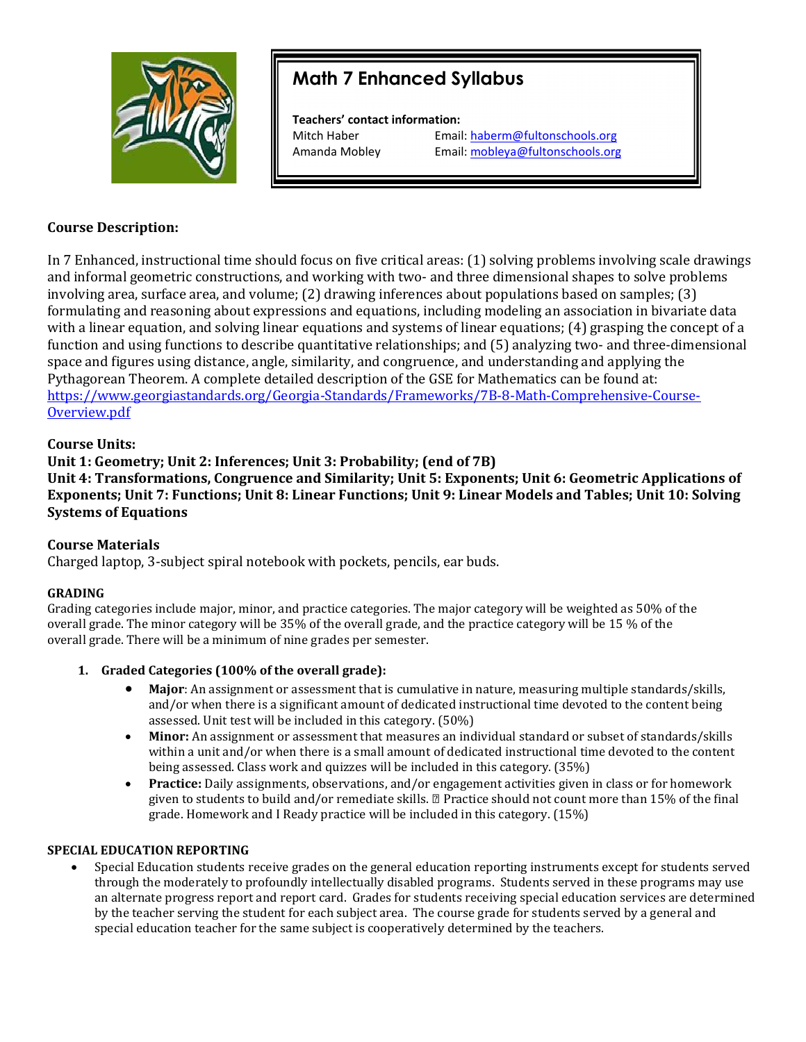# Math 7 Enhanced Syllabus

**Teachers' contact information:**

Mitch Haber Email: haberm@fultonschools.org
Amanda Mobley Email: mobleya@fultonschools.org

## Course Description:

In 7 Enhanced, instructional time should focus on five critical areas: (1) solving problems involving scale drawings and informal geometric constructions, and working with two- and three dimensional shapes to solve problems involving area, surface area, and volume; (2) drawing inferences about populations based on samples; (3) formulating and reasoning about expressions and equations, including modeling an association in bivariate data with a linear equation, and solving linear equations and systems of linear equations; (4) grasping the concept of a function and using functions to describe quantitative relationships; and (5) analyzing two- and three-dimensional space and figures using distance, angle, similarity, and congruence, and understanding and applying the Pythagorean Theorem. A complete detailed description of the GSE for Mathematics can be found at: https://www.georgiastandards.org/Georgia-Standards/Frameworks/7B-8-Math-Comprehensive-Course-Overview.pdf

## Course Units:

**Unit 1: Geometry; Unit 2: Inferences; Unit 3: Probability; (end of 7B)**
**Unit 4: Transformations, Congruence and Similarity; Unit 5: Exponents; Unit 6: Geometric Applications of Exponents; Unit 7: Functions; Unit 8: Linear Functions; Unit 9: Linear Models and Tables; Unit 10: Solving Systems of Equations**

## Course Materials

Charged laptop, 3-subject spiral notebook with pockets, pencils, ear buds.

## GRADING

Grading categories include major, minor, and practice categories. The major category will be weighted as 50% of the overall grade. The minor category will be 35% of the overall grade, and the practice category will be 15 % of the overall grade. There will be a minimum of nine grades per semester.

1. **Graded Categories (100% of the overall grade):**
   - **Major**: An assignment or assessment that is cumulative in nature, measuring multiple standards/skills, and/or when there is a significant amount of dedicated instructional time devoted to the content being assessed. Unit test will be included in this category. (50%)
   - **Minor:** An assignment or assessment that measures an individual standard or subset of standards/skills within a unit and/or when there is a small amount of dedicated instructional time devoted to the content being assessed. Class work and quizzes will be included in this category. (35%)
   - **Practice:** Daily assignments, observations, and/or engagement activities given in class or for homework given to students to build and/or remediate skills.  Practice should not count more than 15% of the final grade. Homework and I Ready practice will be included in this category. (15%)

## SPECIAL EDUCATION REPORTING

- Special Education students receive grades on the general education reporting instruments except for students served through the moderately to profoundly intellectually disabled programs. Students served in these programs may use an alternate progress report and report card. Grades for students receiving special education services are determined by the teacher serving the student for each subject area. The course grade for students served by a general and special education teacher for the same subject is cooperatively determined by the teachers.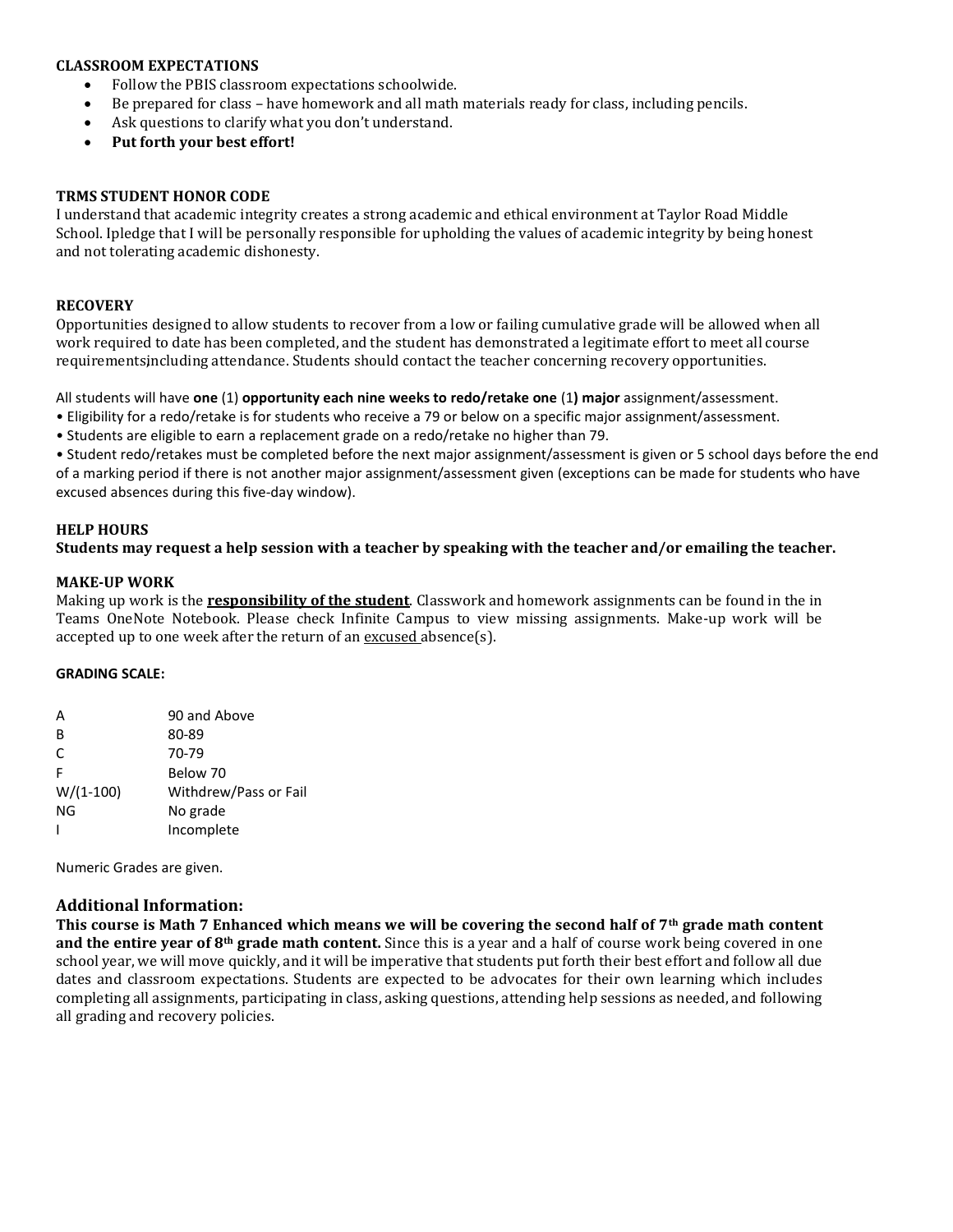**CLASSROOM EXPECTATIONS**

- Follow the PBIS classroom expectations schoolwide.
- Be prepared for class – have homework and all math materials ready for class, including pencils.
- Ask questions to clarify what you don't understand.
- **Put forth your best effort!**

**TRMS STUDENT HONOR CODE**

I understand that academic integrity creates a strong academic and ethical environment at Taylor Road Middle School. Ipledge that I will be personally responsible for upholding the values of academic integrity by being honest and not tolerating academic dishonesty.

**RECOVERY**

Opportunities designed to allow students to recover from a low or failing cumulative grade will be allowed when all work required to date has been completed, and the student has demonstrated a legitimate effort to meet all course requirements,including attendance. Students should contact the teacher concerning recovery opportunities.

All students will have **one** (1) **opportunity each nine weeks to redo/retake one** (1**) major** assignment/assessment.

- Eligibility for a redo/retake is for students who receive a 79 or below on a specific major assignment/assessment.
- Students are eligible to earn a replacement grade on a redo/retake no higher than 79.
- Student redo/retakes must be completed before the next major assignment/assessment is given or 5 school days before the end of a marking period if there is not another major assignment/assessment given (exceptions can be made for students who have excused absences during this five-day window).

**HELP HOURS**

**Students may request a help session with a teacher by speaking with the teacher and/or emailing the teacher.**

**MAKE-UP WORK**

Making up work is the **responsibility of the student**. Classwork and homework assignments can be found in the in Teams OneNote Notebook. Please check Infinite Campus to view missing assignments. Make-up work will be accepted up to one week after the return of an excused absence(s).

**GRADING SCALE:**

| | |
|---|---|
| A | 90 and Above |
| B | 80-89 |
| C | 70-79 |
| F | Below 70 |
| W/(1-100) | Withdrew/Pass or Fail |
| NG | No grade |
| I | Incomplete |

Numeric Grades are given.

## Additional Information:

**This course is Math 7 Enhanced which means we will be covering the second half of 7th grade math content and the entire year of 8th grade math content.** Since this is a year and a half of course work being covered in one school year, we will move quickly, and it will be imperative that students put forth their best effort and follow all due dates and classroom expectations. Students are expected to be advocates for their own learning which includes completing all assignments, participating in class, asking questions, attending help sessions as needed, and following all grading and recovery policies.